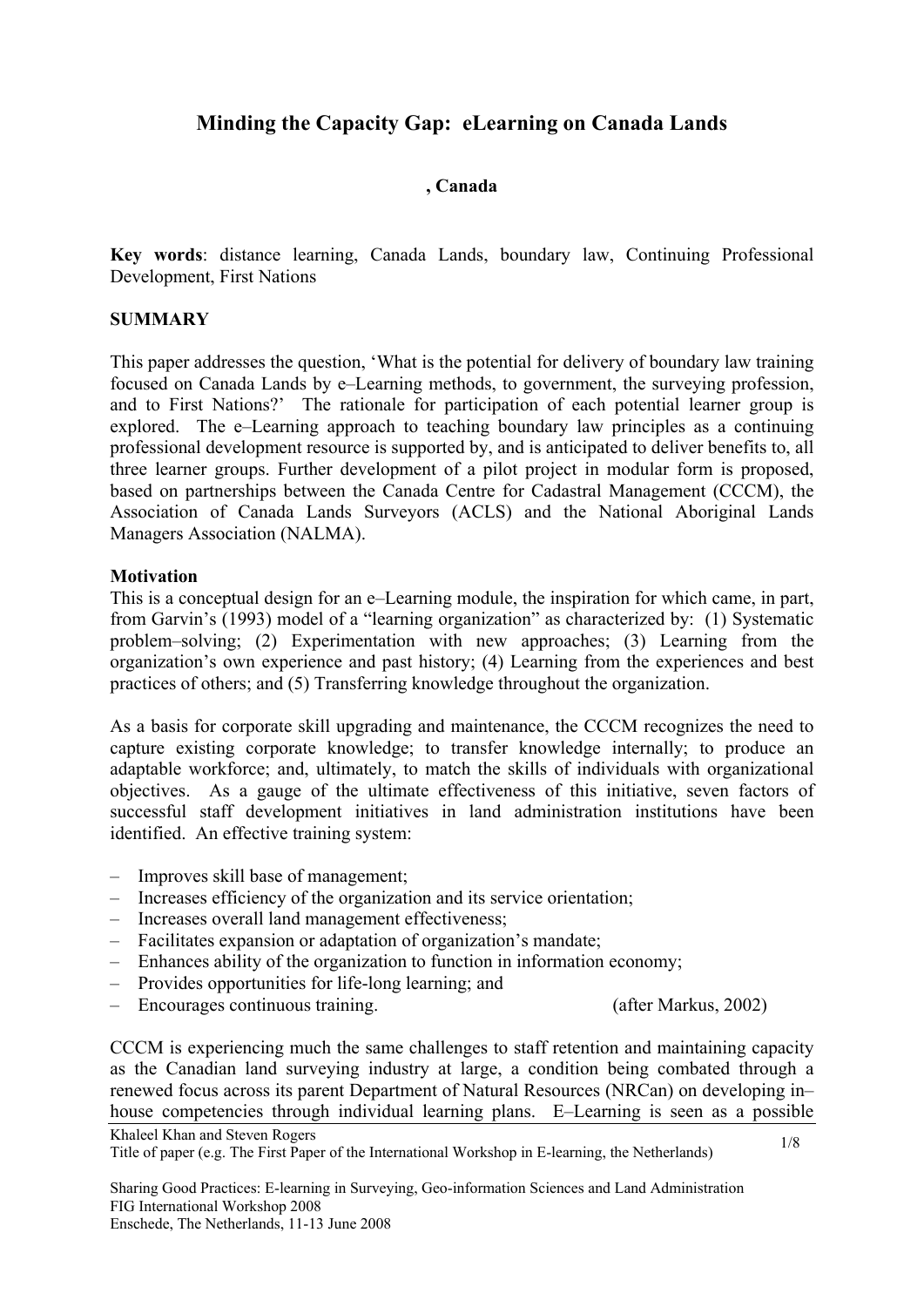# Minding the Capacity Gap: eLearning on Canada Lands

**, Canada**

**Key words**: distance learning, Canada Lands, boundary law, Continuing Professional Development, First Nations

## SUMMARY

This paper addresses the question, 'What is the potential for delivery of boundary law training focused on Canada Lands by e–Learning methods, to government, the surveying profession, and to First Nations?' The rationale for participation of each potential learner group is explored. The e–Learning approach to teaching boundary law principles as a continuing professional development resource is supported by, and is anticipated to deliver benefits to, all three learner groups. Further development of a pilot project in modular form is proposed, based on partnerships between the Canada Centre for Cadastral Management (CCCM), the Association of Canada Lands Surveyors (ACLS) and the National Aboriginal Lands Managers Association (NALMA).

### Motivation

This is a conceptual design for an e–Learning module, the inspiration for which came, in part, from Garvin's (1993) model of a "learning organization" as characterized by: (1) Systematic problem–solving; (2) Experimentation with new approaches; (3) Learning from the organization's own experience and past history; (4) Learning from the experiences and best practices of others; and (5) Transferring knowledge throughout the organization.

As a basis for corporate skill upgrading and maintenance, the CCCM recognizes the need to capture existing corporate knowledge; to transfer knowledge internally; to produce an adaptable workforce; and, ultimately, to match the skills of individuals with organizational objectives. As a gauge of the ultimate effectiveness of this initiative, seven factors of successful staff development initiatives in land administration institutions have been identified. An effective training system:

- Improves skill base of management;
- Increases efficiency of the organization and its service orientation;
- Increases overall land management effectiveness;
- Facilitates expansion or adaptation of organization's mandate;
- Enhances ability of the organization to function in information economy;
- Provides opportunities for life-long learning; and
- Encourages continuous training. (after Markus, 2002)

CCCM is experiencing much the same challenges to staff retention and maintaining capacity as the Canadian land surveying industry at large, a condition being combated through a renewed focus across its parent Department of Natural Resources (NRCan) on developing in–house competencies through individual learning plans. E–Learning is seen as a possible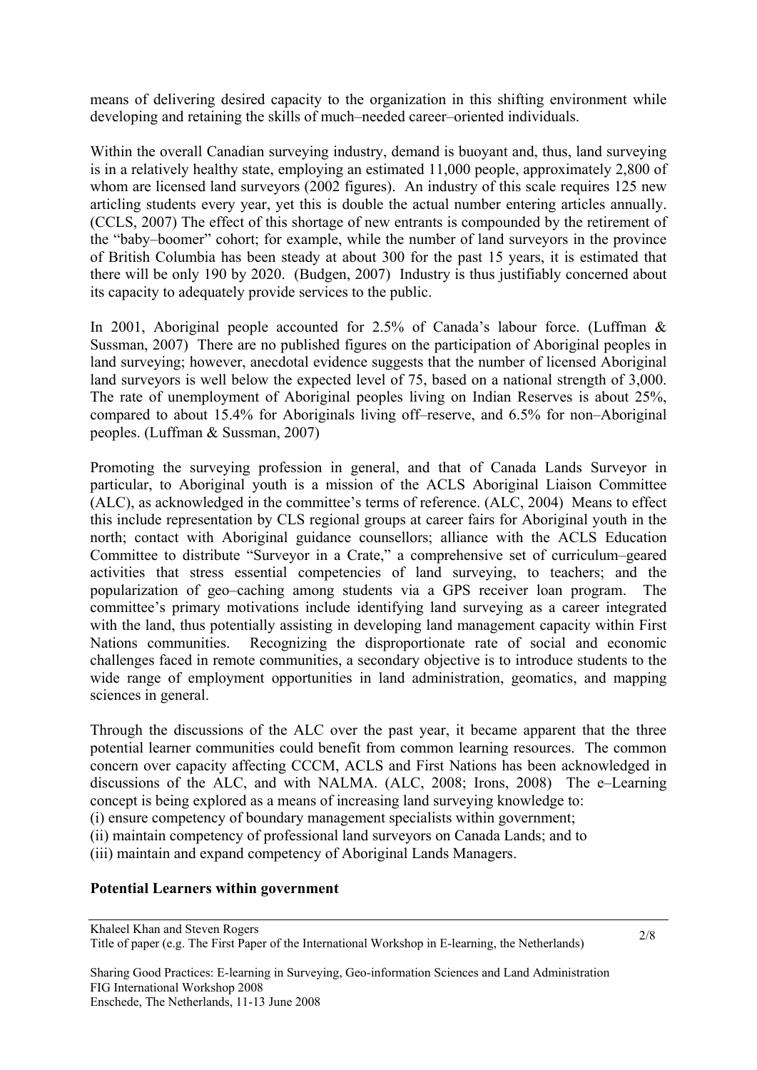means of delivering desired capacity to the organization in this shifting environment while developing and retaining the skills of much–needed career–oriented individuals.

Within the overall Canadian surveying industry, demand is buoyant and, thus, land surveying is in a relatively healthy state, employing an estimated 11,000 people, approximately 2,800 of whom are licensed land surveyors (2002 figures). An industry of this scale requires 125 new articling students every year, yet this is double the actual number entering articles annually. (CCLS, 2007) The effect of this shortage of new entrants is compounded by the retirement of the "baby–boomer" cohort; for example, while the number of land surveyors in the province of British Columbia has been steady at about 300 for the past 15 years, it is estimated that there will be only 190 by 2020. (Budgen, 2007) Industry is thus justifiably concerned about its capacity to adequately provide services to the public.

In 2001, Aboriginal people accounted for 2.5% of Canada's labour force. (Luffman & Sussman, 2007) There are no published figures on the participation of Aboriginal peoples in land surveying; however, anecdotal evidence suggests that the number of licensed Aboriginal land surveyors is well below the expected level of 75, based on a national strength of 3,000. The rate of unemployment of Aboriginal peoples living on Indian Reserves is about 25%, compared to about 15.4% for Aboriginals living off–reserve, and 6.5% for non–Aboriginal peoples. (Luffman & Sussman, 2007)

Promoting the surveying profession in general, and that of Canada Lands Surveyor in particular, to Aboriginal youth is a mission of the ACLS Aboriginal Liaison Committee (ALC), as acknowledged in the committee's terms of reference. (ALC, 2004) Means to effect this include representation by CLS regional groups at career fairs for Aboriginal youth in the north; contact with Aboriginal guidance counsellors; alliance with the ACLS Education Committee to distribute "Surveyor in a Crate," a comprehensive set of curriculum–geared activities that stress essential competencies of land surveying, to teachers; and the popularization of geo–caching among students via a GPS receiver loan program. The committee's primary motivations include identifying land surveying as a career integrated with the land, thus potentially assisting in developing land management capacity within First Nations communities. Recognizing the disproportionate rate of social and economic challenges faced in remote communities, a secondary objective is to introduce students to the wide range of employment opportunities in land administration, geomatics, and mapping sciences in general.

Through the discussions of the ALC over the past year, it became apparent that the three potential learner communities could benefit from common learning resources. The common concern over capacity affecting CCCM, ACLS and First Nations has been acknowledged in discussions of the ALC, and with NALMA. (ALC, 2008; Irons, 2008) The e–Learning concept is being explored as a means of increasing land surveying knowledge to:

(i) ensure competency of boundary management specialists within government;
(ii) maintain competency of professional land surveyors on Canada Lands; and to
(iii) maintain and expand competency of Aboriginal Lands Managers.

**Potential Learners within government**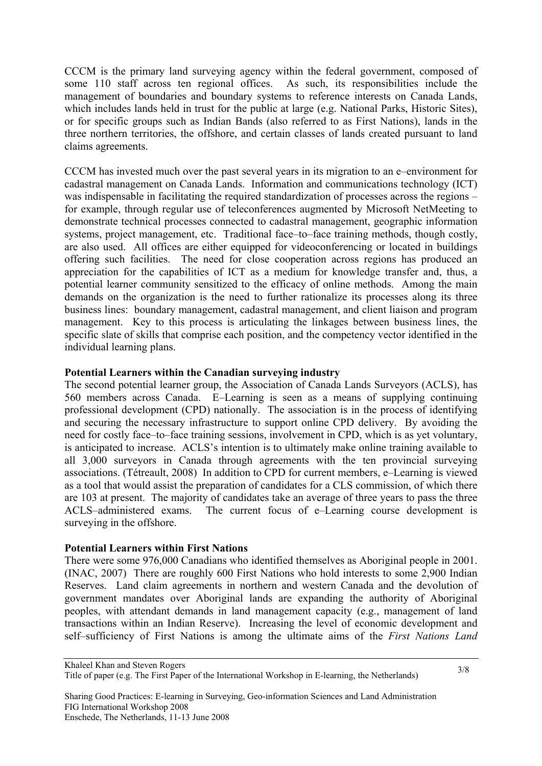CCCM is the primary land surveying agency within the federal government, composed of some 110 staff across ten regional offices. As such, its responsibilities include the management of boundaries and boundary systems to reference interests on Canada Lands, which includes lands held in trust for the public at large (e.g. National Parks, Historic Sites), or for specific groups such as Indian Bands (also referred to as First Nations), lands in the three northern territories, the offshore, and certain classes of lands created pursuant to land claims agreements.

CCCM has invested much over the past several years in its migration to an e–environment for cadastral management on Canada Lands. Information and communications technology (ICT) was indispensable in facilitating the required standardization of processes across the regions – for example, through regular use of teleconferences augmented by Microsoft NetMeeting to demonstrate technical processes connected to cadastral management, geographic information systems, project management, etc. Traditional face–to–face training methods, though costly, are also used. All offices are either equipped for videoconferencing or located in buildings offering such facilities. The need for close cooperation across regions has produced an appreciation for the capabilities of ICT as a medium for knowledge transfer and, thus, a potential learner community sensitized to the efficacy of online methods. Among the main demands on the organization is the need to further rationalize its processes along its three business lines: boundary management, cadastral management, and client liaison and program management. Key to this process is articulating the linkages between business lines, the specific slate of skills that comprise each position, and the competency vector identified in the individual learning plans.

**Potential Learners within the Canadian surveying industry**

The second potential learner group, the Association of Canada Lands Surveyors (ACLS), has 560 members across Canada. E–Learning is seen as a means of supplying continuing professional development (CPD) nationally. The association is in the process of identifying and securing the necessary infrastructure to support online CPD delivery. By avoiding the need for costly face–to–face training sessions, involvement in CPD, which is as yet voluntary, is anticipated to increase. ACLS's intention is to ultimately make online training available to all 3,000 surveyors in Canada through agreements with the ten provincial surveying associations. (Tétreault, 2008) In addition to CPD for current members, e–Learning is viewed as a tool that would assist the preparation of candidates for a CLS commission, of which there are 103 at present. The majority of candidates take an average of three years to pass the three ACLS–administered exams. The current focus of e–Learning course development is surveying in the offshore.

**Potential Learners within First Nations**

There were some 976,000 Canadians who identified themselves as Aboriginal people in 2001. (INAC, 2007) There are roughly 600 First Nations who hold interests to some 2,900 Indian Reserves. Land claim agreements in northern and western Canada and the devolution of government mandates over Aboriginal lands are expanding the authority of Aboriginal peoples, with attendant demands in land management capacity (e.g., management of land transactions within an Indian Reserve). Increasing the level of economic development and self–sufficiency of First Nations is among the ultimate aims of the *First Nations Land*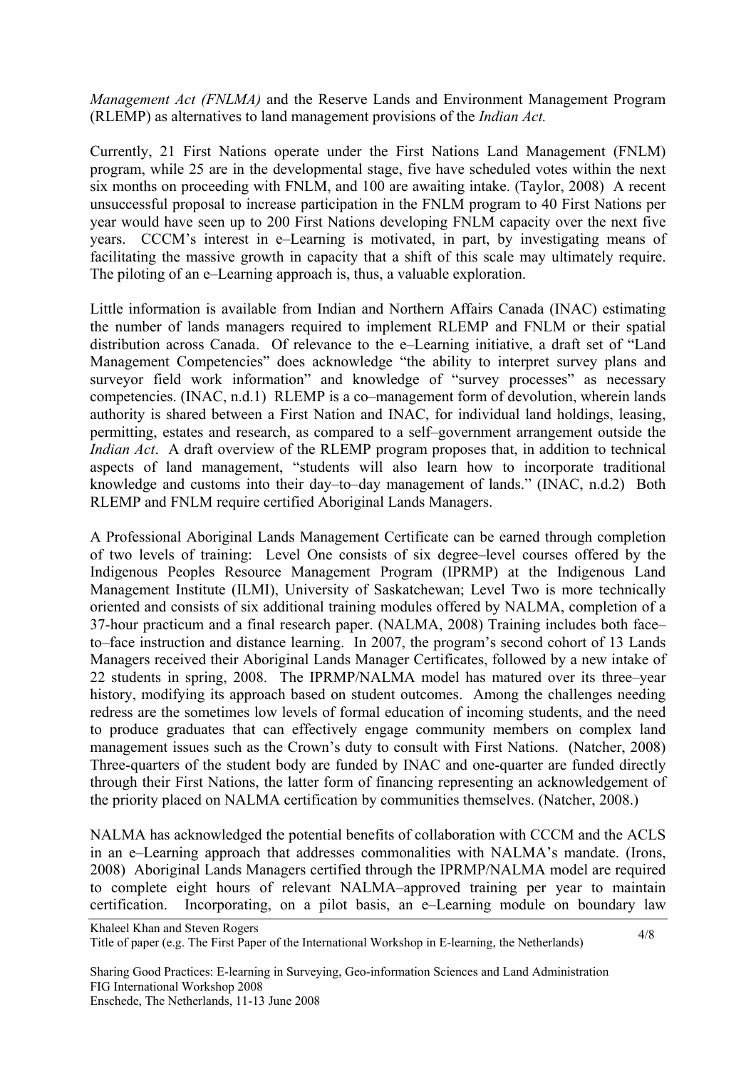*Management Act (FNLMA)* and the Reserve Lands and Environment Management Program (RLEMP) as alternatives to land management provisions of the *Indian Act.*

Currently, 21 First Nations operate under the First Nations Land Management (FNLM) program, while 25 are in the developmental stage, five have scheduled votes within the next six months on proceeding with FNLM, and 100 are awaiting intake. (Taylor, 2008) A recent unsuccessful proposal to increase participation in the FNLM program to 40 First Nations per year would have seen up to 200 First Nations developing FNLM capacity over the next five years. CCCM's interest in e–Learning is motivated, in part, by investigating means of facilitating the massive growth in capacity that a shift of this scale may ultimately require. The piloting of an e–Learning approach is, thus, a valuable exploration.

Little information is available from Indian and Northern Affairs Canada (INAC) estimating the number of lands managers required to implement RLEMP and FNLM or their spatial distribution across Canada. Of relevance to the e–Learning initiative, a draft set of "Land Management Competencies" does acknowledge "the ability to interpret survey plans and surveyor field work information" and knowledge of "survey processes" as necessary competencies. (INAC, n.d.1) RLEMP is a co–management form of devolution, wherein lands authority is shared between a First Nation and INAC, for individual land holdings, leasing, permitting, estates and research, as compared to a self–government arrangement outside the *Indian Act*. A draft overview of the RLEMP program proposes that, in addition to technical aspects of land management, "students will also learn how to incorporate traditional knowledge and customs into their day–to–day management of lands." (INAC, n.d.2) Both RLEMP and FNLM require certified Aboriginal Lands Managers.

A Professional Aboriginal Lands Management Certificate can be earned through completion of two levels of training: Level One consists of six degree–level courses offered by the Indigenous Peoples Resource Management Program (IPRMP) at the Indigenous Land Management Institute (ILMI), University of Saskatchewan; Level Two is more technically oriented and consists of six additional training modules offered by NALMA, completion of a 37-hour practicum and a final research paper. (NALMA, 2008) Training includes both face–to–face instruction and distance learning. In 2007, the program's second cohort of 13 Lands Managers received their Aboriginal Lands Manager Certificates, followed by a new intake of 22 students in spring, 2008. The IPRMP/NALMA model has matured over its three–year history, modifying its approach based on student outcomes. Among the challenges needing redress are the sometimes low levels of formal education of incoming students, and the need to produce graduates that can effectively engage community members on complex land management issues such as the Crown's duty to consult with First Nations. (Natcher, 2008) Three-quarters of the student body are funded by INAC and one-quarter are funded directly through their First Nations, the latter form of financing representing an acknowledgement of the priority placed on NALMA certification by communities themselves. (Natcher, 2008.)

NALMA has acknowledged the potential benefits of collaboration with CCCM and the ACLS in an e–Learning approach that addresses commonalities with NALMA's mandate. (Irons, 2008) Aboriginal Lands Managers certified through the IPRMP/NALMA model are required to complete eight hours of relevant NALMA–approved training per year to maintain certification. Incorporating, on a pilot basis, an e–Learning module on boundary law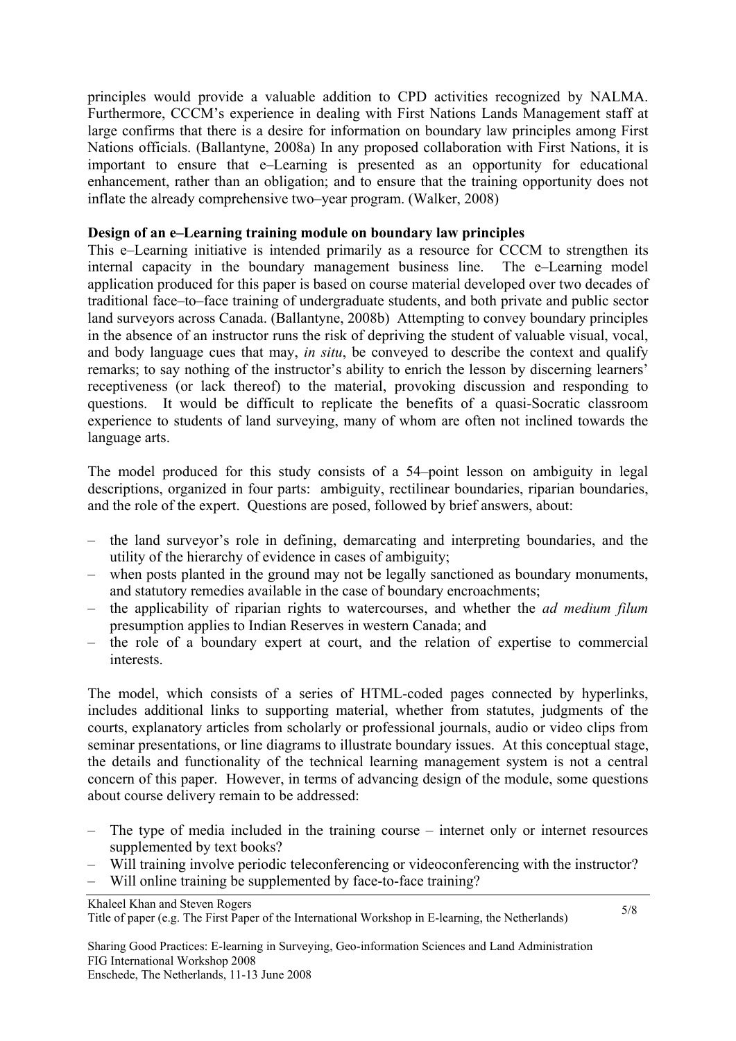principles would provide a valuable addition to CPD activities recognized by NALMA. Furthermore, CCCM's experience in dealing with First Nations Lands Management staff at large confirms that there is a desire for information on boundary law principles among First Nations officials. (Ballantyne, 2008a) In any proposed collaboration with First Nations, it is important to ensure that e–Learning is presented as an opportunity for educational enhancement, rather than an obligation; and to ensure that the training opportunity does not inflate the already comprehensive two–year program. (Walker, 2008)

**Design of an e–Learning training module on boundary law principles**

This e–Learning initiative is intended primarily as a resource for CCCM to strengthen its internal capacity in the boundary management business line. The e–Learning model application produced for this paper is based on course material developed over two decades of traditional face–to–face training of undergraduate students, and both private and public sector land surveyors across Canada. (Ballantyne, 2008b) Attempting to convey boundary principles in the absence of an instructor runs the risk of depriving the student of valuable visual, vocal, and body language cues that may, *in situ*, be conveyed to describe the context and qualify remarks; to say nothing of the instructor's ability to enrich the lesson by discerning learners' receptiveness (or lack thereof) to the material, provoking discussion and responding to questions. It would be difficult to replicate the benefits of a quasi-Socratic classroom experience to students of land surveying, many of whom are often not inclined towards the language arts.

The model produced for this study consists of a 54–point lesson on ambiguity in legal descriptions, organized in four parts: ambiguity, rectilinear boundaries, riparian boundaries, and the role of the expert. Questions are posed, followed by brief answers, about:

- the land surveyor's role in defining, demarcating and interpreting boundaries, and the utility of the hierarchy of evidence in cases of ambiguity;
- when posts planted in the ground may not be legally sanctioned as boundary monuments, and statutory remedies available in the case of boundary encroachments;
- the applicability of riparian rights to watercourses, and whether the *ad medium filum* presumption applies to Indian Reserves in western Canada; and
- the role of a boundary expert at court, and the relation of expertise to commercial interests.

The model, which consists of a series of HTML-coded pages connected by hyperlinks, includes additional links to supporting material, whether from statutes, judgments of the courts, explanatory articles from scholarly or professional journals, audio or video clips from seminar presentations, or line diagrams to illustrate boundary issues. At this conceptual stage, the details and functionality of the technical learning management system is not a central concern of this paper. However, in terms of advancing design of the module, some questions about course delivery remain to be addressed:

- The type of media included in the training course – internet only or internet resources supplemented by text books?
- Will training involve periodic teleconferencing or videoconferencing with the instructor?
- Will online training be supplemented by face-to-face training?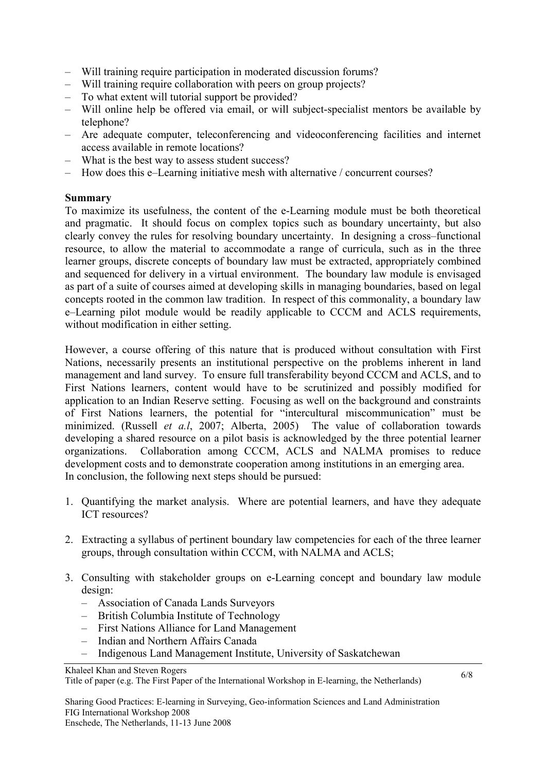- Will training require participation in moderated discussion forums?
- Will training require collaboration with peers on group projects?
- To what extent will tutorial support be provided?
- Will online help be offered via email, or will subject-specialist mentors be available by telephone?
- Are adequate computer, teleconferencing and videoconferencing facilities and internet access available in remote locations?
- What is the best way to assess student success?
- How does this e–Learning initiative mesh with alternative / concurrent courses?

**Summary**

To maximize its usefulness, the content of the e-Learning module must be both theoretical and pragmatic. It should focus on complex topics such as boundary uncertainty, but also clearly convey the rules for resolving boundary uncertainty. In designing a cross–functional resource, to allow the material to accommodate a range of curricula, such as in the three learner groups, discrete concepts of boundary law must be extracted, appropriately combined and sequenced for delivery in a virtual environment. The boundary law module is envisaged as part of a suite of courses aimed at developing skills in managing boundaries, based on legal concepts rooted in the common law tradition. In respect of this commonality, a boundary law e–Learning pilot module would be readily applicable to CCCM and ACLS requirements, without modification in either setting.

However, a course offering of this nature that is produced without consultation with First Nations, necessarily presents an institutional perspective on the problems inherent in land management and land survey. To ensure full transferability beyond CCCM and ACLS, and to First Nations learners, content would have to be scrutinized and possibly modified for application to an Indian Reserve setting. Focusing as well on the background and constraints of First Nations learners, the potential for "intercultural miscommunication" must be minimized. (Russell *et a.l*, 2007; Alberta, 2005) The value of collaboration towards developing a shared resource on a pilot basis is acknowledged by the three potential learner organizations. Collaboration among CCCM, ACLS and NALMA promises to reduce development costs and to demonstrate cooperation among institutions in an emerging area.
In conclusion, the following next steps should be pursued:

1. Quantifying the market analysis. Where are potential learners, and have they adequate ICT resources?

2. Extracting a syllabus of pertinent boundary law competencies for each of the three learner groups, through consultation within CCCM, with NALMA and ACLS;

3. Consulting with stakeholder groups on e-Learning concept and boundary law module design:
   - Association of Canada Lands Surveyors
   - British Columbia Institute of Technology
   - First Nations Alliance for Land Management
   - Indian and Northern Affairs Canada
   - Indigenous Land Management Institute, University of Saskatchewan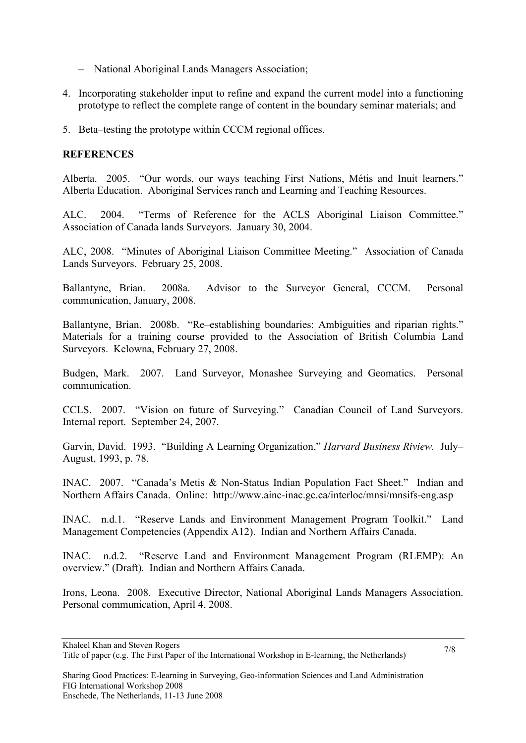– National Aboriginal Lands Managers Association;

4. Incorporating stakeholder input to refine and expand the current model into a functioning prototype to reflect the complete range of content in the boundary seminar materials; and

5. Beta–testing the prototype within CCCM regional offices.

**REFERENCES**

Alberta. 2005. "Our words, our ways teaching First Nations, Métis and Inuit learners." Alberta Education. Aboriginal Services ranch and Learning and Teaching Resources.

ALC. 2004. "Terms of Reference for the ACLS Aboriginal Liaison Committee." Association of Canada lands Surveyors. January 30, 2004.

ALC, 2008. "Minutes of Aboriginal Liaison Committee Meeting." Association of Canada Lands Surveyors. February 25, 2008.

Ballantyne, Brian. 2008a. Advisor to the Surveyor General, CCCM. Personal communication, January, 2008.

Ballantyne, Brian. 2008b. "Re–establishing boundaries: Ambiguities and riparian rights." Materials for a training course provided to the Association of British Columbia Land Surveyors. Kelowna, February 27, 2008.

Budgen, Mark. 2007. Land Surveyor, Monashee Surveying and Geomatics. Personal communication.

CCLS. 2007. "Vision on future of Surveying." Canadian Council of Land Surveyors. Internal report. September 24, 2007.

Garvin, David. 1993. "Building A Learning Organization," *Harvard Business Riview.* July–August, 1993, p. 78.

INAC. 2007. "Canada's Metis & Non-Status Indian Population Fact Sheet." Indian and Northern Affairs Canada. Online: http://www.ainc-inac.gc.ca/interloc/mnsi/mnsifs-eng.asp

INAC. n.d.1. "Reserve Lands and Environment Management Program Toolkit." Land Management Competencies (Appendix A12). Indian and Northern Affairs Canada.

INAC. n.d.2. "Reserve Land and Environment Management Program (RLEMP): An overview." (Draft). Indian and Northern Affairs Canada.

Irons, Leona. 2008. Executive Director, National Aboriginal Lands Managers Association. Personal communication, April 4, 2008.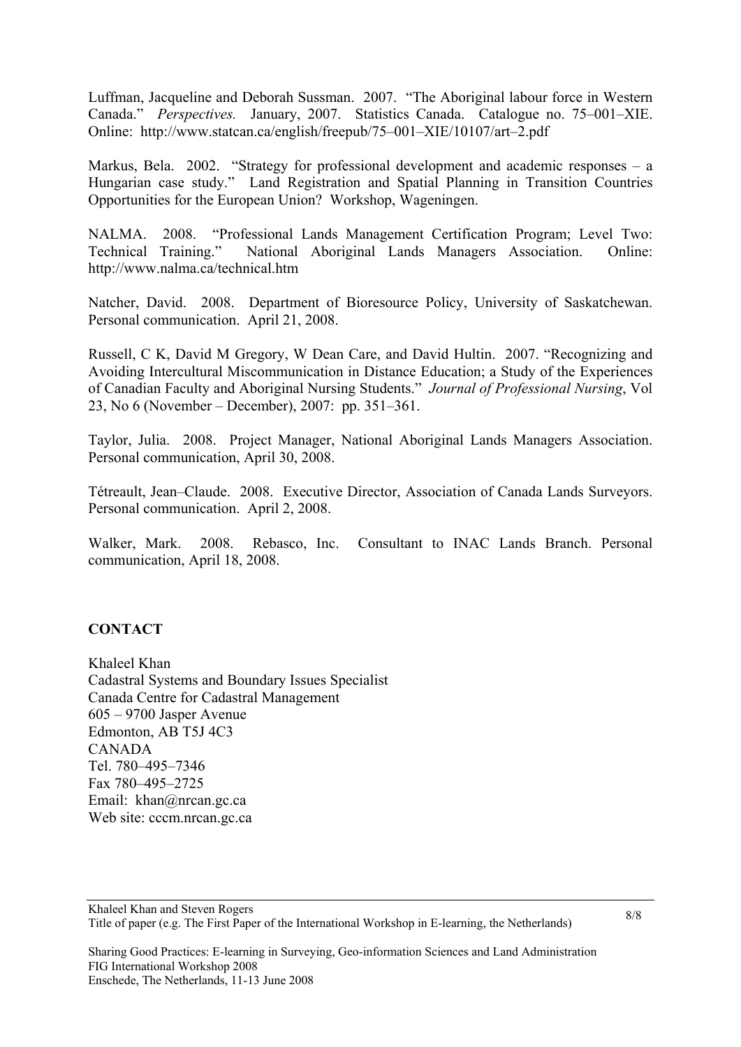Luffman, Jacqueline and Deborah Sussman. 2007. “The Aboriginal labour force in Western Canada.” *Perspectives.* January, 2007. Statistics Canada. Catalogue no. 75–001–XIE. Online: http://www.statcan.ca/english/freepub/75–001–XIE/10107/art–2.pdf

Markus, Bela. 2002. “Strategy for professional development and academic responses – a Hungarian case study.” Land Registration and Spatial Planning in Transition Countries Opportunities for the European Union? Workshop, Wageningen.

NALMA. 2008. “Professional Lands Management Certification Program; Level Two: Technical Training.” National Aboriginal Lands Managers Association. Online: http://www.nalma.ca/technical.htm

Natcher, David. 2008. Department of Bioresource Policy, University of Saskatchewan. Personal communication. April 21, 2008.

Russell, C K, David M Gregory, W Dean Care, and David Hultin. 2007. “Recognizing and Avoiding Intercultural Miscommunication in Distance Education; a Study of the Experiences of Canadian Faculty and Aboriginal Nursing Students.” *Journal of Professional Nursing*, Vol 23, No 6 (November – December), 2007: pp. 351–361.

Taylor, Julia. 2008. Project Manager, National Aboriginal Lands Managers Association. Personal communication, April 30, 2008.

Tétreault, Jean–Claude. 2008. Executive Director, Association of Canada Lands Surveyors. Personal communication. April 2, 2008.

Walker, Mark. 2008. Rebasco, Inc. Consultant to INAC Lands Branch. Personal communication, April 18, 2008.

**CONTACT**

Khaleel Khan
Cadastral Systems and Boundary Issues Specialist
Canada Centre for Cadastral Management
605 – 9700 Jasper Avenue
Edmonton, AB T5J 4C3
CANADA
Tel. 780–495–7346
Fax 780–495–2725
Email: khan@nrcan.gc.ca
Web site: cccm.nrcan.gc.ca